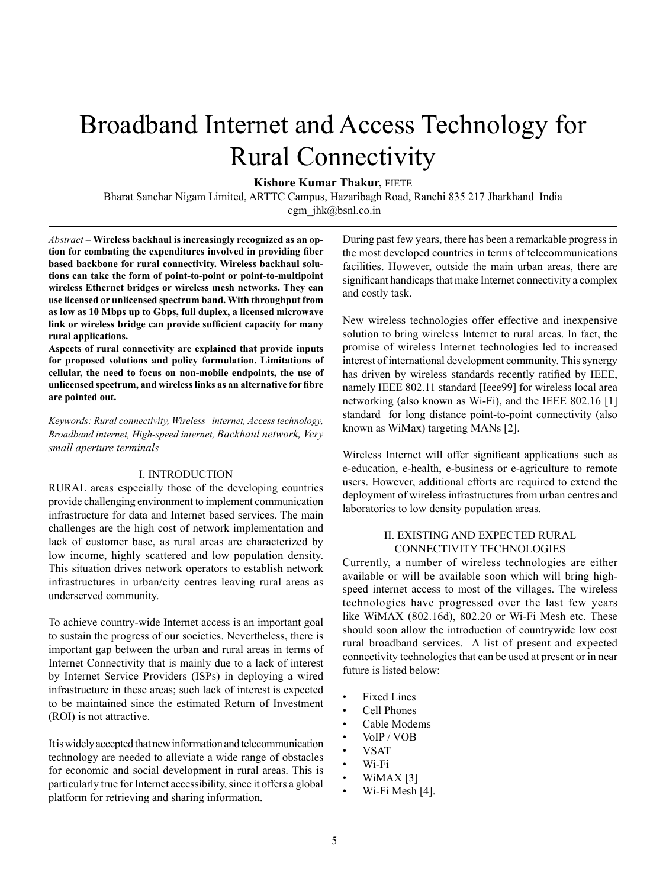# Broadband Internet and Access Technology for Rural Connectivity

**Kishore Kumar Thakur,** FIETE

Bharat Sanchar Nigam Limited, ARTTC Campus, Hazaribagh Road, Ranchi 835 217 Jharkhand India

cgm_jhk@bsnl.co.in

*Abstract* – **Wireless backhaul is increasingly recognized as an option for combating the expenditures involved in providing fiber based backbone for rural connectivity. Wireless backhaul solutions can take the form of point-to-point or point-to-multipoint wireless Ethernet bridges or wireless mesh networks. They can use licensed or unlicensed spectrum band. With throughput from as low as 10 Mbps up to Gbps, full duplex, a licensed microwave link or wireless bridge can provide sufficient capacity for many rural applications.**

**Aspects of rural connectivity are explained that provide inputs for proposed solutions and policy formulation. Limitations of cellular, the need to focus on non-mobile endpoints, the use of unlicensed spectrum, and wireless links as an alternative for fibre are pointed out.**

*Keywords: Rural connectivity, Wireless internet, Access technology, Broadband internet, High-speed internet, Backhaul network, Very small aperture terminals*

## I. INTRODUCTION

RURAL areas especially those of the developing countries provide challenging environment to implement communication infrastructure for data and Internet based services. The main challenges are the high cost of network implementation and lack of customer base, as rural areas are characterized by low income, highly scattered and low population density. This situation drives network operators to establish network infrastructures in urban/city centres leaving rural areas as underserved community.

To achieve country-wide Internet access is an important goal to sustain the progress of our societies. Nevertheless, there is important gap between the urban and rural areas in terms of Internet Connectivity that is mainly due to a lack of interest by Internet Service Providers (ISPs) in deploying a wired infrastructure in these areas; such lack of interest is expected to be maintained since the estimated Return of Investment (ROI) is not attractive.

It is widely accepted that new information and telecommunication technology are needed to alleviate a wide range of obstacles for economic and social development in rural areas. This is particularly true for Internet accessibility, since it offers a global platform for retrieving and sharing information.

During past few years, there has been a remarkable progress in the most developed countries in terms of telecommunications facilities. However, outside the main urban areas, there are significant handicaps that make Internet connectivity a complex and costly task.

New wireless technologies offer effective and inexpensive solution to bring wireless Internet to rural areas. In fact, the promise of wireless Internet technologies led to increased interest of international development community. This synergy has driven by wireless standards recently ratified by IEEE, namely IEEE 802.11 standard [Ieee99] for wireless local area networking (also known as Wi-Fi), and the IEEE 802.16 [1] standard for long distance point-to-point connectivity (also known as WiMax) targeting MANs [2].

Wireless Internet will offer significant applications such as e-education, e-health, e-business or e-agriculture to remote users. However, additional efforts are required to extend the deployment of wireless infrastructures from urban centres and laboratories to low density population areas.

## II. EXISTING AND EXPECTED RURAL CONNECTIVITY TECHNOLOGIES

Currently, a number of wireless technologies are either available or will be available soon which will bring high-speed internet access to most of the villages. The wireless technologies have progressed over the last few years like WiMAX (802.16d), 802.20 or Wi-Fi Mesh etc. These should soon allow the introduction of countrywide low cost rural broadband services. A list of present and expected connectivity technologies that can be used at present or in near future is listed below:

- Fixed Lines
- Cell Phones
- Cable Modems
- VoIP / VOB
- VSAT
- Wi-Fi
- WiMAX [3]
- Wi-Fi Mesh [4].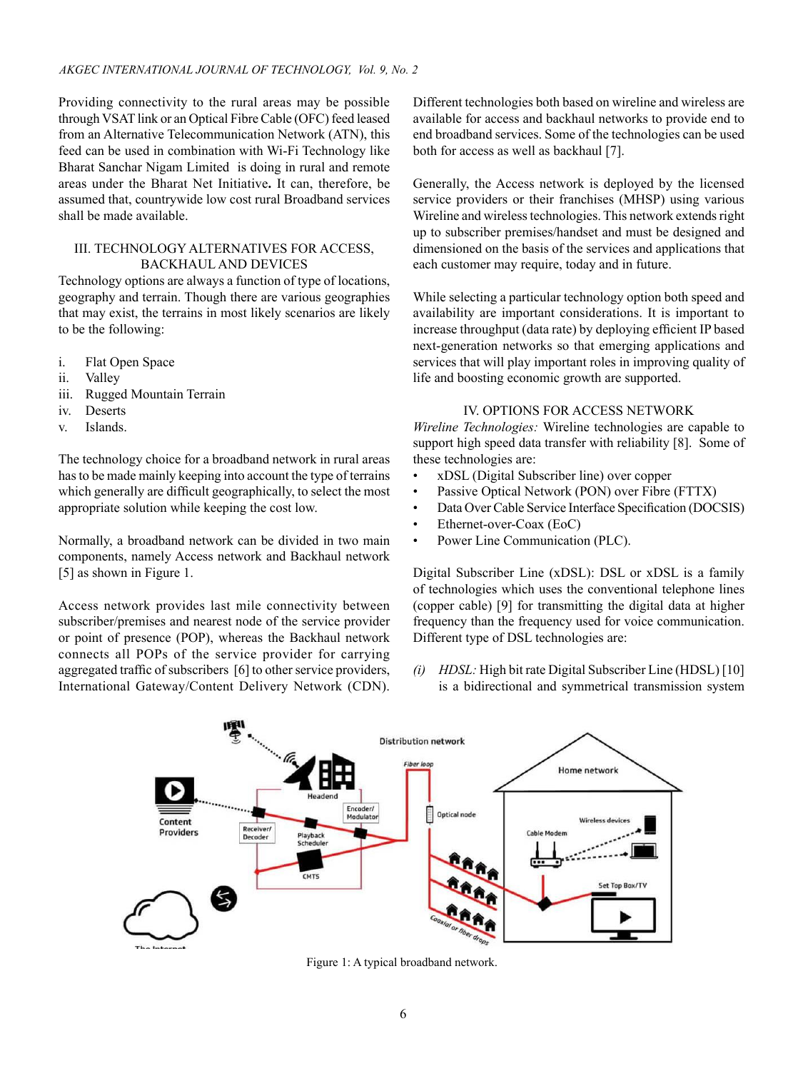Providing connectivity to the rural areas may be possible through VSAT link or an Optical Fibre Cable (OFC) feed leased from an Alternative Telecommunication Network (ATN), this feed can be used in combination with Wi-Fi Technology like Bharat Sanchar Nigam Limited is doing in rural and remote areas under the Bharat Net Initiative**.** It can, therefore, be assumed that, countrywide low cost rural Broadband services shall be made available.

## III. TECHNOLOGY ALTERNATIVES FOR ACCESS, BACKHAUL AND DEVICES

Technology options are always a function of type of locations, geography and terrain. Though there are various geographies that may exist, the terrains in most likely scenarios are likely to be the following:

i. Flat Open Space
ii. Valley
iii. Rugged Mountain Terrain
iv. Deserts
v. Islands.

The technology choice for a broadband network in rural areas has to be made mainly keeping into account the type of terrains which generally are difficult geographically, to select the most appropriate solution while keeping the cost low.

Normally, a broadband network can be divided in two main components, namely Access network and Backhaul network [5] as shown in Figure 1.

Access network provides last mile connectivity between subscriber/premises and nearest node of the service provider or point of presence (POP), whereas the Backhaul network connects all POPs of the service provider for carrying aggregated traffic of subscribers [6] to other service providers, International Gateway/Content Delivery Network (CDN).

Different technologies both based on wireline and wireless are available for access and backhaul networks to provide end to end broadband services. Some of the technologies can be used both for access as well as backhaul [7].

Generally, the Access network is deployed by the licensed service providers or their franchises (MHSP) using various Wireline and wireless technologies. This network extends right up to subscriber premises/handset and must be designed and dimensioned on the basis of the services and applications that each customer may require, today and in future.

While selecting a particular technology option both speed and availability are important considerations. It is important to increase throughput (data rate) by deploying efficient IP based next-generation networks so that emerging applications and services that will play important roles in improving quality of life and boosting economic growth are supported.

## IV. OPTIONS FOR ACCESS NETWORK

*Wireline Technologies:* Wireline technologies are capable to support high speed data transfer with reliability [8]. Some of these technologies are:

- xDSL (Digital Subscriber line) over copper
- Passive Optical Network (PON) over Fibre (FTTX)
- Data Over Cable Service Interface Specification (DOCSIS)
- Ethernet-over-Coax (EoC)
- Power Line Communication (PLC).

Digital Subscriber Line (xDSL): DSL or xDSL is a family of technologies which uses the conventional telephone lines (copper cable) [9] for transmitting the digital data at higher frequency than the frequency used for voice communication. Different type of DSL technologies are:

*(i)* *HDSL:* High bit rate Digital Subscriber Line (HDSL) [10] is a bidirectional and symmetrical transmission system

Figure 1: A typical broadband network.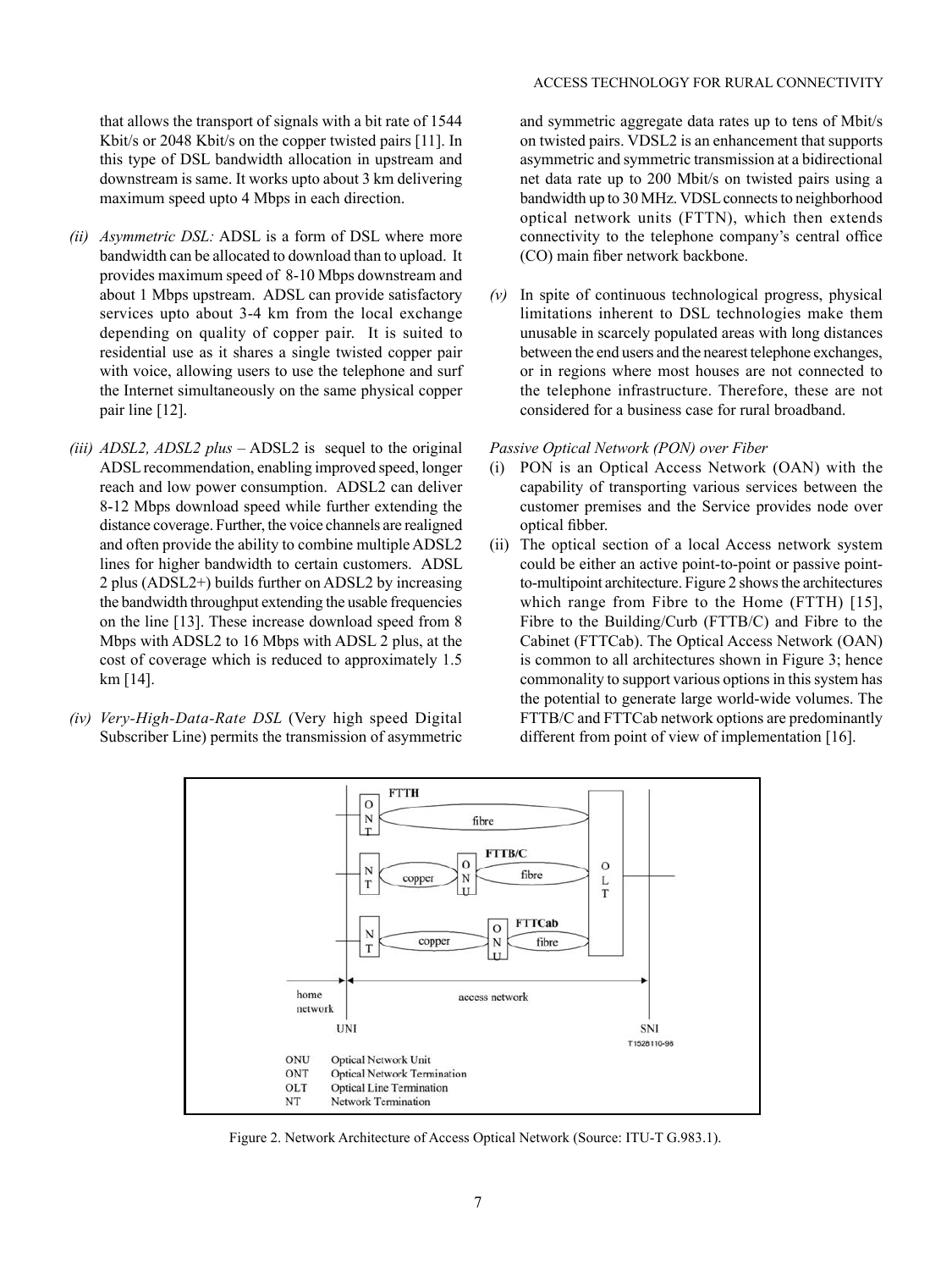that allows the transport of signals with a bit rate of 1544 Kbit/s or 2048 Kbit/s on the copper twisted pairs [11]. In this type of DSL bandwidth allocation in upstream and downstream is same. It works upto about 3 km delivering maximum speed upto 4 Mbps in each direction.

*(ii) Asymmetric DSL:* ADSL is a form of DSL where more bandwidth can be allocated to download than to upload. It provides maximum speed of 8-10 Mbps downstream and about 1 Mbps upstream. ADSL can provide satisfactory services upto about 3-4 km from the local exchange depending on quality of copper pair. It is suited to residential use as it shares a single twisted copper pair with voice, allowing users to use the telephone and surf the Internet simultaneously on the same physical copper pair line [12].

*(iii) ADSL2, ADSL2 plus* – ADSL2 is sequel to the original ADSL recommendation, enabling improved speed, longer reach and low power consumption. ADSL2 can deliver 8-12 Mbps download speed while further extending the distance coverage. Further, the voice channels are realigned and often provide the ability to combine multiple ADSL2 lines for higher bandwidth to certain customers. ADSL 2 plus (ADSL2+) builds further on ADSL2 by increasing the bandwidth throughput extending the usable frequencies on the line [13]. These increase download speed from 8 Mbps with ADSL2 to 16 Mbps with ADSL 2 plus, at the cost of coverage which is reduced to approximately 1.5 km [14].

*(iv) Very-High-Data-Rate DSL* (Very high speed Digital Subscriber Line) permits the transmission of asymmetric and symmetric aggregate data rates up to tens of Mbit/s on twisted pairs. VDSL2 is an enhancement that supports asymmetric and symmetric transmission at a bidirectional net data rate up to 200 Mbit/s on twisted pairs using a bandwidth up to 30 MHz. VDSL connects to neighborhood optical network units (FTTN), which then extends connectivity to the telephone company's central office (CO) main fiber network backbone.

*(v)* In spite of continuous technological progress, physical limitations inherent to DSL technologies make them unusable in scarcely populated areas with long distances between the end users and the nearest telephone exchanges, or in regions where most houses are not connected to the telephone infrastructure. Therefore, these are not considered for a business case for rural broadband.

*Passive Optical Network (PON) over Fiber*

(i) PON is an Optical Access Network (OAN) with the capability of transporting various services between the customer premises and the Service provides node over optical fibber.

(ii) The optical section of a local Access network system could be either an active point-to-point or passive point-to-multipoint architecture. Figure 2 shows the architectures which range from Fibre to the Home (FTTH) [15], Fibre to the Building/Curb (FTTB/C) and Fibre to the Cabinet (FTTCab). The Optical Access Network (OAN) is common to all architectures shown in Figure 3; hence commonality to support various options in this system has the potential to generate large world-wide volumes. The FTTB/C and FTTCab network options are predominantly different from point of view of implementation [16].

Figure 2. Network Architecture of Access Optical Network (Source: ITU-T G.983.1).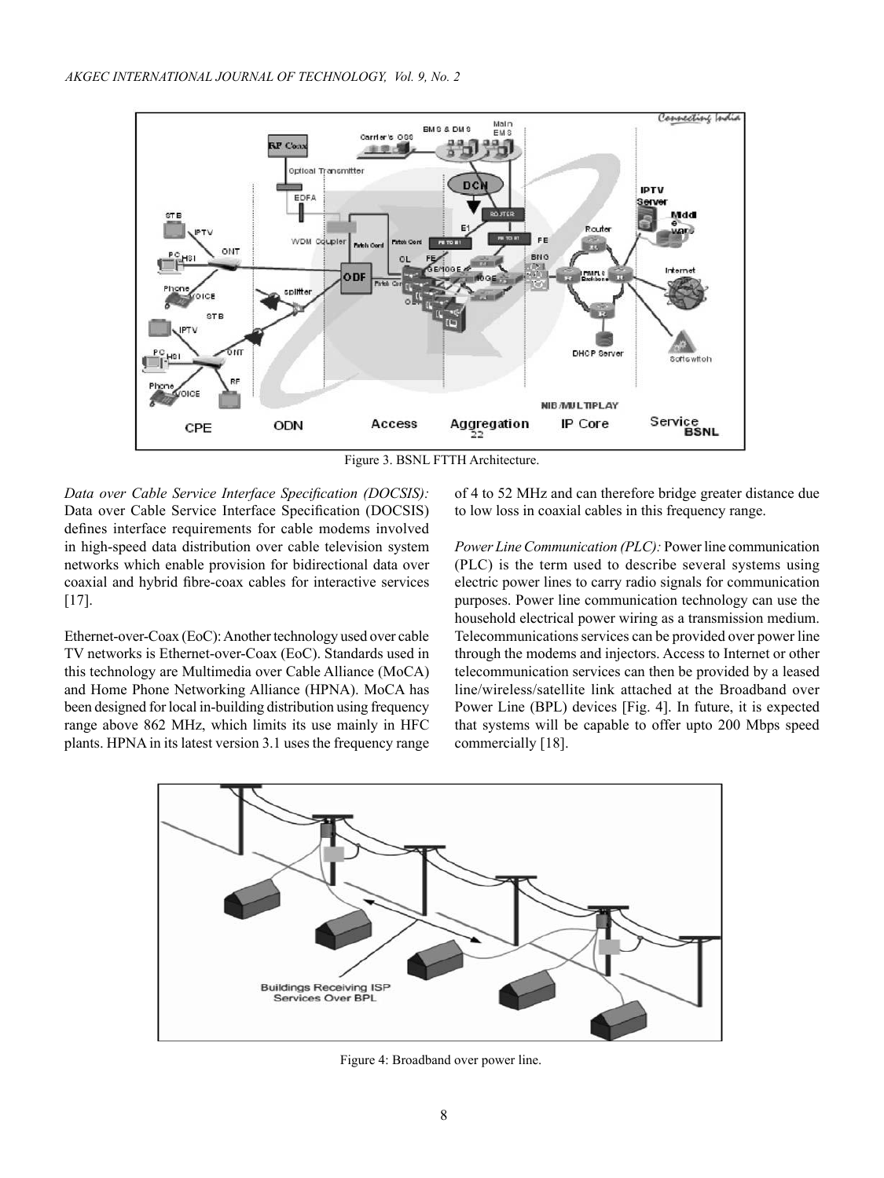Figure 3. BSNL FTTH Architecture.

*Data over Cable Service Interface Specification (DOCSIS):* Data over Cable Service Interface Specification (DOCSIS) defines interface requirements for cable modems involved in high-speed data distribution over cable television system networks which enable provision for bidirectional data over coaxial and hybrid fibre-coax cables for interactive services [17].

Ethernet-over-Coax (EoC): Another technology used over cable TV networks is Ethernet-over-Coax (EoC). Standards used in this technology are Multimedia over Cable Alliance (MoCA) and Home Phone Networking Alliance (HPNA). MoCA has been designed for local in-building distribution using frequency range above 862 MHz, which limits its use mainly in HFC plants. HPNA in its latest version 3.1 uses the frequency range of 4 to 52 MHz and can therefore bridge greater distance due to low loss in coaxial cables in this frequency range.

*Power Line Communication (PLC):* Power line communication (PLC) is the term used to describe several systems using electric power lines to carry radio signals for communication purposes. Power line communication technology can use the household electrical power wiring as a transmission medium. Telecommunications services can be provided over power line through the modems and injectors. Access to Internet or other telecommunication services can then be provided by a leased line/wireless/satellite link attached at the Broadband over Power Line (BPL) devices [Fig. 4]. In future, it is expected that systems will be capable to offer upto 200 Mbps speed commercially [18].

Figure 4: Broadband over power line.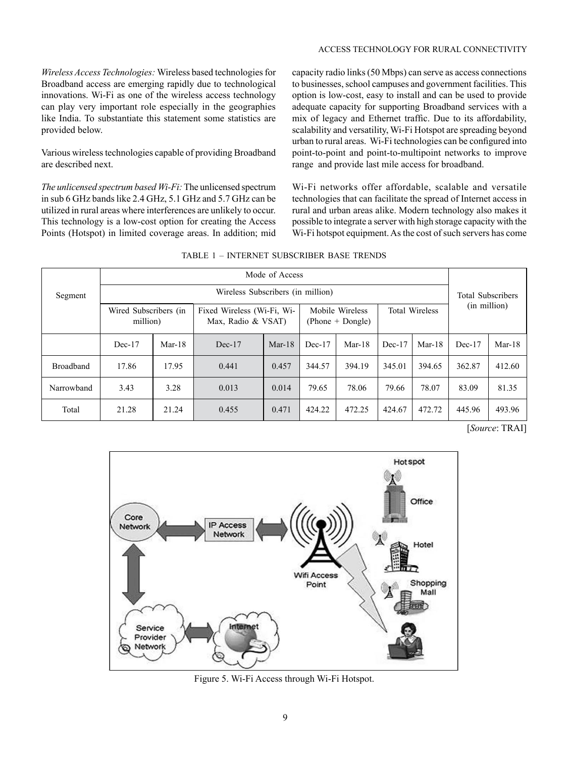*Wireless Access Technologies:* Wireless based technologies for Broadband access are emerging rapidly due to technological innovations. Wi-Fi as one of the wireless access technology can play very important role especially in the geographies like India. To substantiate this statement some statistics are provided below.

Various wireless technologies capable of providing Broadband are described next.

*The unlicensed spectrum based Wi-Fi:* The unlicensed spectrum in sub 6 GHz bands like 2.4 GHz, 5.1 GHz and 5.7 GHz can be utilized in rural areas where interferences are unlikely to occur. This technology is a low-cost option for creating the Access Points (Hotspot) in limited coverage areas. In addition; mid capacity radio links (50 Mbps) can serve as access connections to businesses, school campuses and government facilities. This option is low-cost, easy to install and can be used to provide adequate capacity for supporting Broadband services with a mix of legacy and Ethernet traffic. Due to its affordability, scalability and versatility, Wi-Fi Hotspot are spreading beyond urban to rural areas. Wi-Fi technologies can be configured into point-to-point and point-to-multipoint networks to improve range and provide last mile access for broadband.

Wi-Fi networks offer affordable, scalable and versatile technologies that can facilitate the spread of Internet access in rural and urban areas alike. Modern technology also makes it possible to integrate a server with high storage capacity with the Wi-Fi hotspot equipment. As the cost of such servers has come

TABLE 1 – INTERNET SUBSCRIBER BASE TRENDS

| Segment | Mode of Access | | | | | | | | Total Subscribers (in million) | |
|---|---|---|---|---|---|---|---|---|---|---|
| | Wired Subscribers (in million) | | Wireless Subscribers (in million) | | | | | | | |
| | | | Fixed Wireless (Wi-Fi, Wi-Max, Radio & VSAT) | | Mobile Wireless (Phone + Dongle) | | Total Wireless | | | |
| | Dec-17 | Mar-18 | Dec-17 | Mar-18 | Dec-17 | Mar-18 | Dec-17 | Mar-18 | Dec-17 | Mar-18 |
| Broadband | 17.86 | 17.95 | 0.441 | 0.457 | 344.57 | 394.19 | 345.01 | 394.65 | 362.87 | 412.60 |
| Narrowband | 3.43 | 3.28 | 0.013 | 0.014 | 79.65 | 78.06 | 79.66 | 78.07 | 83.09 | 81.35 |
| Total | 21.28 | 21.24 | 0.455 | 0.471 | 424.22 | 472.25 | 424.67 | 472.72 | 445.96 | 493.96 |

[*Source*: TRAI]

Figure 5. Wi-Fi Access through Wi-Fi Hotspot.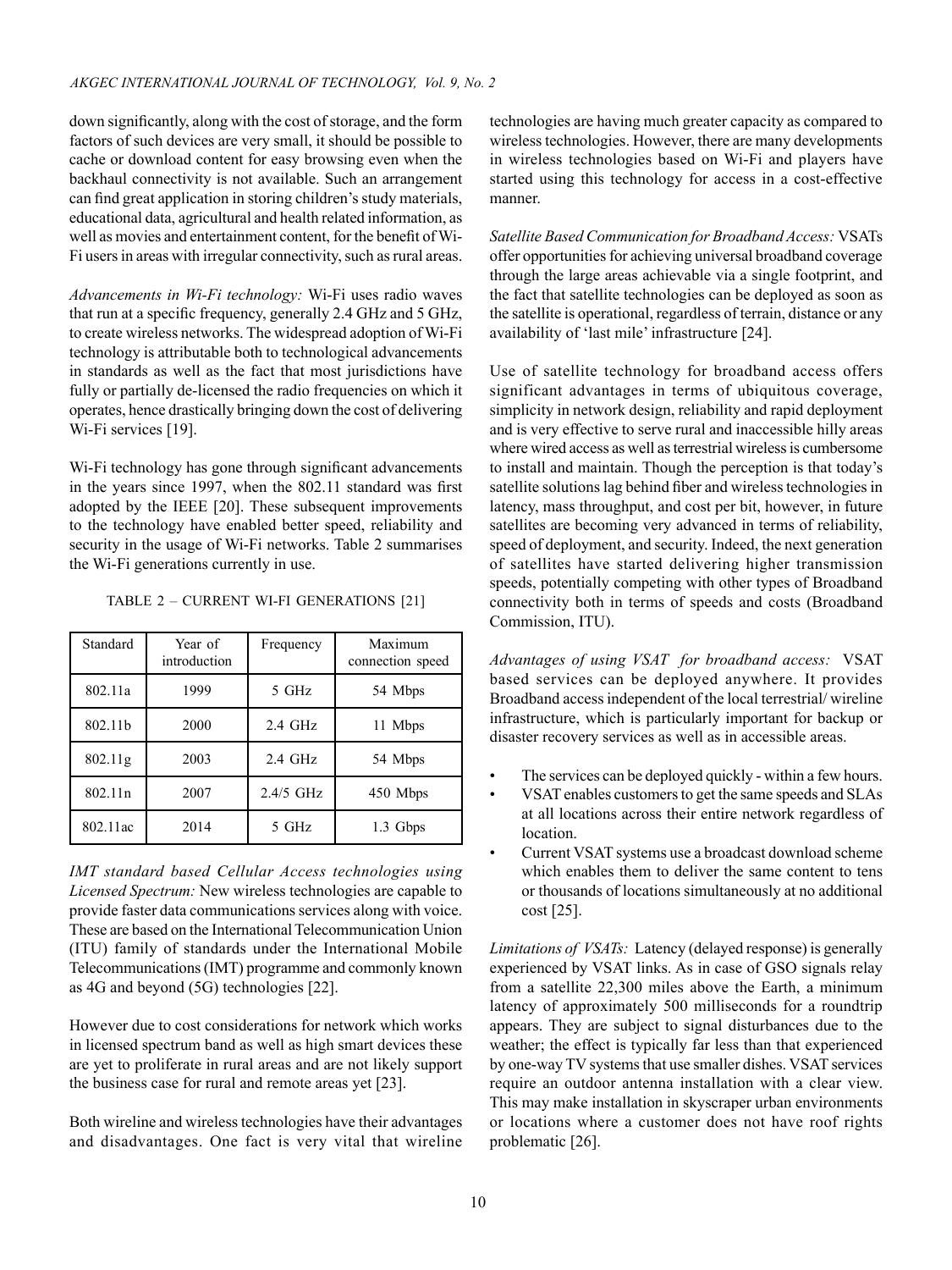down significantly, along with the cost of storage, and the form factors of such devices are very small, it should be possible to cache or download content for easy browsing even when the backhaul connectivity is not available. Such an arrangement can find great application in storing children's study materials, educational data, agricultural and health related information, as well as movies and entertainment content, for the benefit of Wi-Fi users in areas with irregular connectivity, such as rural areas.

*Advancements in Wi-Fi technology:* Wi-Fi uses radio waves that run at a specific frequency, generally 2.4 GHz and 5 GHz, to create wireless networks. The widespread adoption of Wi-Fi technology is attributable both to technological advancements in standards as well as the fact that most jurisdictions have fully or partially de-licensed the radio frequencies on which it operates, hence drastically bringing down the cost of delivering Wi-Fi services [19].

Wi-Fi technology has gone through significant advancements in the years since 1997, when the 802.11 standard was first adopted by the IEEE [20]. These subsequent improvements to the technology have enabled better speed, reliability and security in the usage of Wi-Fi networks. Table 2 summarises the Wi-Fi generations currently in use.

TABLE 2 – CURRENT WI-FI GENERATIONS [21]

| Standard | Year of introduction | Frequency | Maximum connection speed |
|---|---|---|---|
| 802.11a | 1999 | 5 GHz | 54 Mbps |
| 802.11b | 2000 | 2.4 GHz | 11 Mbps |
| 802.11g | 2003 | 2.4 GHz | 54 Mbps |
| 802.11n | 2007 | 2.4/5 GHz | 450 Mbps |
| 802.11ac | 2014 | 5 GHz | 1.3 Gbps |

*IMT standard based Cellular Access technologies using Licensed Spectrum:* New wireless technologies are capable to provide faster data communications services along with voice. These are based on the International Telecommunication Union (ITU) family of standards under the International Mobile Telecommunications (IMT) programme and commonly known as 4G and beyond (5G) technologies [22].

However due to cost considerations for network which works in licensed spectrum band as well as high smart devices these are yet to proliferate in rural areas and are not likely support the business case for rural and remote areas yet [23].

Both wireline and wireless technologies have their advantages and disadvantages. One fact is very vital that wireline technologies are having much greater capacity as compared to wireless technologies. However, there are many developments in wireless technologies based on Wi-Fi and players have started using this technology for access in a cost-effective manner.

*Satellite Based Communication for Broadband Access:* VSATs offer opportunities for achieving universal broadband coverage through the large areas achievable via a single footprint, and the fact that satellite technologies can be deployed as soon as the satellite is operational, regardless of terrain, distance or any availability of 'last mile' infrastructure [24].

Use of satellite technology for broadband access offers significant advantages in terms of ubiquitous coverage, simplicity in network design, reliability and rapid deployment and is very effective to serve rural and inaccessible hilly areas where wired access as well as terrestrial wireless is cumbersome to install and maintain. Though the perception is that today's satellite solutions lag behind fiber and wireless technologies in latency, mass throughput, and cost per bit, however, in future satellites are becoming very advanced in terms of reliability, speed of deployment, and security. Indeed, the next generation of satellites have started delivering higher transmission speeds, potentially competing with other types of Broadband connectivity both in terms of speeds and costs (Broadband Commission, ITU).

*Advantages of using VSAT for broadband access:* VSAT based services can be deployed anywhere. It provides Broadband access independent of the local terrestrial/ wireline infrastructure, which is particularly important for backup or disaster recovery services as well as in accessible areas.

- The services can be deployed quickly - within a few hours.
- VSAT enables customers to get the same speeds and SLAs at all locations across their entire network regardless of location.
- Current VSAT systems use a broadcast download scheme which enables them to deliver the same content to tens or thousands of locations simultaneously at no additional cost [25].

*Limitations of VSATs:* Latency (delayed response) is generally experienced by VSAT links. As in case of GSO signals relay from a satellite 22,300 miles above the Earth, a minimum latency of approximately 500 milliseconds for a roundtrip appears. They are subject to signal disturbances due to the weather; the effect is typically far less than that experienced by one-way TV systems that use smaller dishes. VSAT services require an outdoor antenna installation with a clear view. This may make installation in skyscraper urban environments or locations where a customer does not have roof rights problematic [26].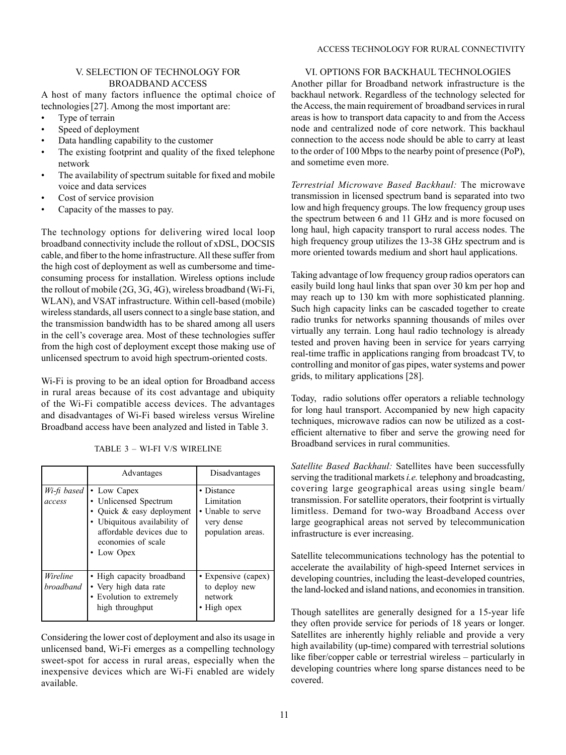## V. SELECTION OF TECHNOLOGY FOR BROADBAND ACCESS

A host of many factors influence the optimal choice of technologies [27]. Among the most important are:

- Type of terrain
- Speed of deployment
- Data handling capability to the customer
- The existing footprint and quality of the fixed telephone network
- The availability of spectrum suitable for fixed and mobile voice and data services
- Cost of service provision
- Capacity of the masses to pay.

The technology options for delivering wired local loop broadband connectivity include the rollout of xDSL, DOCSIS cable, and fiber to the home infrastructure. All these suffer from the high cost of deployment as well as cumbersome and time-consuming process for installation. Wireless options include the rollout of mobile (2G, 3G, 4G), wireless broadband (Wi-Fi, WLAN), and VSAT infrastructure. Within cell-based (mobile) wireless standards, all users connect to a single base station, and the transmission bandwidth has to be shared among all users in the cell's coverage area. Most of these technologies suffer from the high cost of deployment except those making use of unlicensed spectrum to avoid high spectrum-oriented costs.

Wi-Fi is proving to be an ideal option for Broadband access in rural areas because of its cost advantage and ubiquity of the Wi-Fi compatible access devices. The advantages and disadvantages of Wi-Fi based wireless versus Wireline Broadband access have been analyzed and listed in Table 3.

TABLE 3 – WI-FI V/S WIRELINE

| | Advantages | Disadvantages |
|---|---|---|
| *Wi-fi based access* | • Low Capex<br>• Unlicensed Spectrum<br>• Quick & easy deployment<br>• Ubiquitous availability of affordable devices due to economies of scale<br>• Low Opex | • Distance Limitation<br>• Unable to serve very dense population areas. |
| *Wireline broadband* | • High capacity broadband<br>• Very high data rate<br>• Evolution to extremely high throughput | • Expensive (capex) to deploy new network<br>• High opex |

Considering the lower cost of deployment and also its usage in unlicensed band, Wi-Fi emerges as a compelling technology sweet-spot for access in rural areas, especially when the inexpensive devices which are Wi-Fi enabled are widely available.

## VI. OPTIONS FOR BACKHAUL TECHNOLOGIES

Another pillar for Broadband network infrastructure is the backhaul network. Regardless of the technology selected for the Access, the main requirement of broadband services in rural areas is how to transport data capacity to and from the Access node and centralized node of core network. This backhaul connection to the access node should be able to carry at least to the order of 100 Mbps to the nearby point of presence (PoP), and sometime even more.

*Terrestrial Microwave Based Backhaul:* The microwave transmission in licensed spectrum band is separated into two low and high frequency groups. The low frequency group uses the spectrum between 6 and 11 GHz and is more focused on long haul, high capacity transport to rural access nodes. The high frequency group utilizes the 13-38 GHz spectrum and is more oriented towards medium and short haul applications.

Taking advantage of low frequency group radios operators can easily build long haul links that span over 30 km per hop and may reach up to 130 km with more sophisticated planning. Such high capacity links can be cascaded together to create radio trunks for networks spanning thousands of miles over virtually any terrain. Long haul radio technology is already tested and proven having been in service for years carrying real-time traffic in applications ranging from broadcast TV, to controlling and monitor of gas pipes, water systems and power grids, to military applications [28].

Today, radio solutions offer operators a reliable technology for long haul transport. Accompanied by new high capacity techniques, microwave radios can now be utilized as a cost-efficient alternative to fiber and serve the growing need for Broadband services in rural communities.

*Satellite Based Backhaul:* Satellites have been successfully serving the traditional markets *i.e.* telephony and broadcasting, covering large geographical areas using single beam/transmission. For satellite operators, their footprint is virtually limitless. Demand for two-way Broadband Access over large geographical areas not served by telecommunication infrastructure is ever increasing.

Satellite telecommunications technology has the potential to accelerate the availability of high-speed Internet services in developing countries, including the least-developed countries, the land-locked and island nations, and economies in transition.

Though satellites are generally designed for a 15-year life they often provide service for periods of 18 years or longer. Satellites are inherently highly reliable and provide a very high availability (up-time) compared with terrestrial solutions like fiber/copper cable or terrestrial wireless – particularly in developing countries where long sparse distances need to be covered.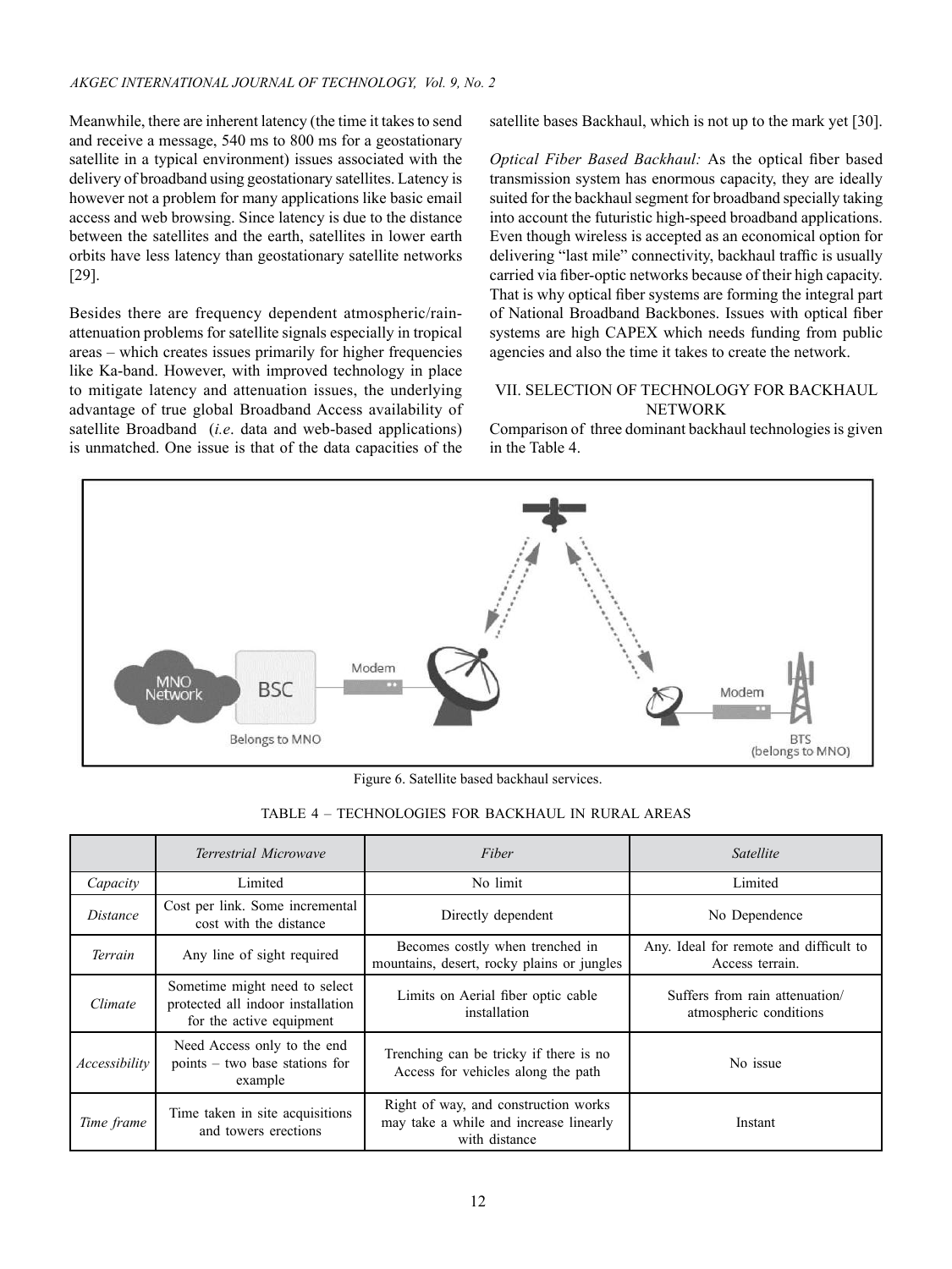Meanwhile, there are inherent latency (the time it takes to send and receive a message, 540 ms to 800 ms for a geostationary satellite in a typical environment) issues associated with the delivery of broadband using geostationary satellites. Latency is however not a problem for many applications like basic email access and web browsing. Since latency is due to the distance between the satellites and the earth, satellites in lower earth orbits have less latency than geostationary satellite networks [29].

Besides there are frequency dependent atmospheric/rain-attenuation problems for satellite signals especially in tropical areas – which creates issues primarily for higher frequencies like Ka-band. However, with improved technology in place to mitigate latency and attenuation issues, the underlying advantage of true global Broadband Access availability of satellite Broadband (*i.e*. data and web-based applications) is unmatched. One issue is that of the data capacities of the satellite bases Backhaul, which is not up to the mark yet [30].

*Optical Fiber Based Backhaul:* As the optical fiber based transmission system has enormous capacity, they are ideally suited for the backhaul segment for broadband specially taking into account the futuristic high-speed broadband applications. Even though wireless is accepted as an economical option for delivering "last mile" connectivity, backhaul traffic is usually carried via fiber-optic networks because of their high capacity. That is why optical fiber systems are forming the integral part of National Broadband Backbones. Issues with optical fiber systems are high CAPEX which needs funding from public agencies and also the time it takes to create the network.

## VII. SELECTION OF TECHNOLOGY FOR BACKHAUL NETWORK

Comparison of three dominant backhaul technologies is given in the Table 4.

Figure 6. Satellite based backhaul services.

TABLE 4 – TECHNOLOGIES FOR BACKHAUL IN RURAL AREAS

| | *Terrestrial Microwave* | *Fiber* | *Satellite* |
|---|---|---|---|
| *Capacity* | Limited | No limit | Limited |
| *Distance* | Cost per link. Some incremental cost with the distance | Directly dependent | No Dependence |
| *Terrain* | Any line of sight required | Becomes costly when trenched in mountains, desert, rocky plains or jungles | Any. Ideal for remote and difficult to Access terrain. |
| *Climate* | Sometime might need to select protected all indoor installation for the active equipment | Limits on Aerial fiber optic cable installation | Suffers from rain attenuation/ atmospheric conditions |
| *Accessibility* | Need Access only to the end points – two base stations for example | Trenching can be tricky if there is no Access for vehicles along the path | No issue |
| *Time frame* | Time taken in site acquisitions and towers erections | Right of way, and construction works may take a while and increase linearly with distance | Instant |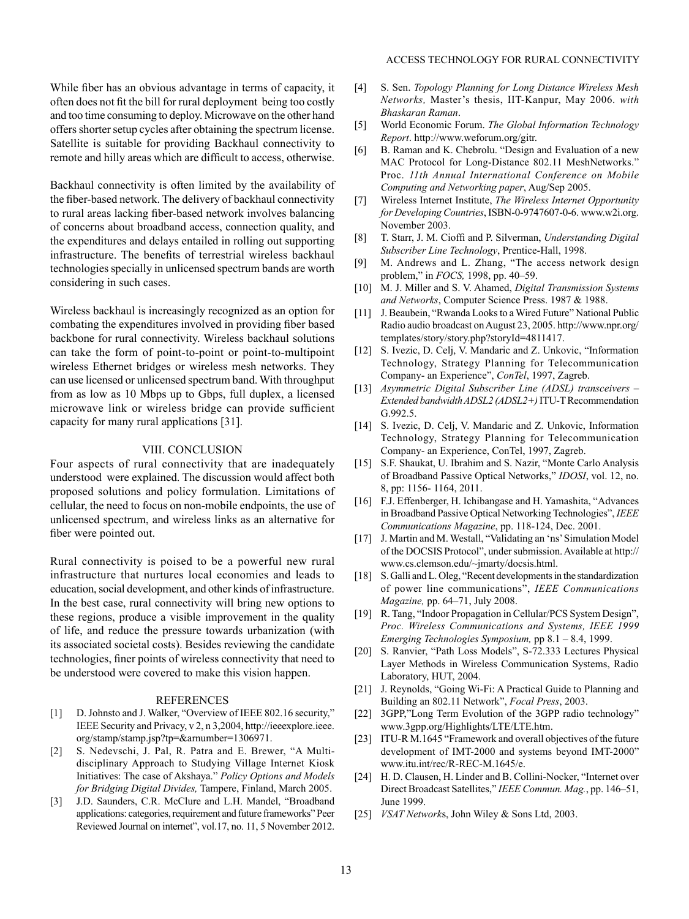While fiber has an obvious advantage in terms of capacity, it often does not fit the bill for rural deployment being too costly and too time consuming to deploy. Microwave on the other hand offers shorter setup cycles after obtaining the spectrum license. Satellite is suitable for providing Backhaul connectivity to remote and hilly areas which are difficult to access, otherwise.

Backhaul connectivity is often limited by the availability of the fiber-based network. The delivery of backhaul connectivity to rural areas lacking fiber-based network involves balancing of concerns about broadband access, connection quality, and the expenditures and delays entailed in rolling out supporting infrastructure. The benefits of terrestrial wireless backhaul technologies specially in unlicensed spectrum bands are worth considering in such cases.

Wireless backhaul is increasingly recognized as an option for combating the expenditures involved in providing fiber based backbone for rural connectivity. Wireless backhaul solutions can take the form of point-to-point or point-to-multipoint wireless Ethernet bridges or wireless mesh networks. They can use licensed or unlicensed spectrum band. With throughput from as low as 10 Mbps up to Gbps, full duplex, a licensed microwave link or wireless bridge can provide sufficient capacity for many rural applications [31].

## VIII. CONCLUSION

Four aspects of rural connectivity that are inadequately understood were explained. The discussion would affect both proposed solutions and policy formulation. Limitations of cellular, the need to focus on non-mobile endpoints, the use of unlicensed spectrum, and wireless links as an alternative for fiber were pointed out.

Rural connectivity is poised to be a powerful new rural infrastructure that nurtures local economies and leads to education, social development, and other kinds of infrastructure. In the best case, rural connectivity will bring new options to these regions, produce a visible improvement in the quality of life, and reduce the pressure towards urbanization (with its associated societal costs). Besides reviewing the candidate technologies, finer points of wireless connectivity that need to be understood were covered to make this vision happen.

## REFERENCES

[1] D. Johnsto and J. Walker, "Overview of IEEE 802.16 security," IEEE Security and Privacy, v 2, n 3,2004, http://ieeexplore.ieee.org/stamp/stamp.jsp?tp=&arnumber=1306971.

[2] S. Nedevschi, J. Pal, R. Patra and E. Brewer, "A Multi-disciplinary Approach to Studying Village Internet Kiosk Initiatives: The case of Akshaya." *Policy Options and Models for Bridging Digital Divides,* Tampere, Finland, March 2005.

[3] J.D. Saunders, C.R. McClure and L.H. Mandel, "Broadband applications: categories, requirement and future frameworks" Peer Reviewed Journal on internet", vol.17, no. 11, 5 November 2012.

[4] S. Sen. *Topology Planning for Long Distance Wireless Mesh Networks,* Master's thesis, IIT-Kanpur, May 2006. *with Bhaskaran Raman*.

[5] World Economic Forum. *The Global Information Technology Report*. http://www.weforum.org/gitr.

[6] B. Raman and K. Chebrolu. "Design and Evaluation of a new MAC Protocol for Long-Distance 802.11 MeshNetworks." Proc. *11th Annual International Conference on Mobile Computing and Networking paper*, Aug/Sep 2005.

[7] Wireless Internet Institute, *The Wireless Internet Opportunity for Developing Countries*, ISBN-0-9747607-0-6. www.w2i.org. November 2003.

[8] T. Starr, J. M. Cioffi and P. Silverman, *Understanding Digital Subscriber Line Technology*, Prentice-Hall, 1998.

[9] M. Andrews and L. Zhang, "The access network design problem," in *FOCS,* 1998, pp. 40–59.

[10] M. J. Miller and S. V. Ahamed, *Digital Transmission Systems and Networks*, Computer Science Press. 1987 & 1988.

[11] J. Beaubein, "Rwanda Looks to a Wired Future" National Public Radio audio broadcast on August 23, 2005. http://www.npr.org/templates/story/story.php?storyId=4811417.

[12] S. Ivezic, D. Celj, V. Mandaric and Z. Unkovic, "Information Technology, Strategy Planning for Telecommunication Company- an Experience", *ConTel*, 1997, Zagreb.

[13] *Asymmetric Digital Subscriber Line (ADSL) transceivers – Extended bandwidth ADSL2 (ADSL2+)* ITU-T Recommendation G.992.5.

[14] S. Ivezic, D. Celj, V. Mandaric and Z. Unkovic, Information Technology, Strategy Planning for Telecommunication Company- an Experience, ConTel, 1997, Zagreb.

[15] S.F. Shaukat, U. Ibrahim and S. Nazir, "Monte Carlo Analysis of Broadband Passive Optical Networks," *IDOSI*, vol. 12, no. 8, pp: 1156- 1164, 2011.

[16] F.J. Effenberger, H. Ichibangase and H. Yamashita, "Advances in Broadband Passive Optical Networking Technologies", *IEEE Communications Magazine*, pp. 118-124, Dec. 2001.

[17] J. Martin and M. Westall, "Validating an 'ns' Simulation Model of the DOCSIS Protocol", under submission. Available at http://www.cs.clemson.edu/~jmarty/docsis.html.

[18] S. Galli and L. Oleg, "Recent developments in the standardization of power line communications", *IEEE Communications Magazine,* pp. 64–71, July 2008.

[19] R. Tang, "Indoor Propagation in Cellular/PCS System Design", *Proc. Wireless Communications and Systems, IEEE 1999 Emerging Technologies Symposium,* pp 8.1 – 8.4, 1999.

[20] S. Ranvier, "Path Loss Models", S-72.333 Lectures Physical Layer Methods in Wireless Communication Systems, Radio Laboratory, HUT, 2004.

[21] J. Reynolds, "Going Wi-Fi: A Practical Guide to Planning and Building an 802.11 Network", *Focal Press*, 2003.

[22] 3GPP,"Long Term Evolution of the 3GPP radio technology" www.3gpp.org/Highlights/LTE/LTE.htm.

[23] ITU-R M.1645 "Framework and overall objectives of the future development of IMT-2000 and systems beyond IMT-2000" www.itu.int/rec/R-REC-M.1645/e.

[24] H. D. Clausen, H. Linder and B. Collini-Nocker, "Internet over Direct Broadcast Satellites," *IEEE Commun. Mag.*, pp. 146–51, June 1999.

[25] *VSAT Network*s, John Wiley & Sons Ltd, 2003.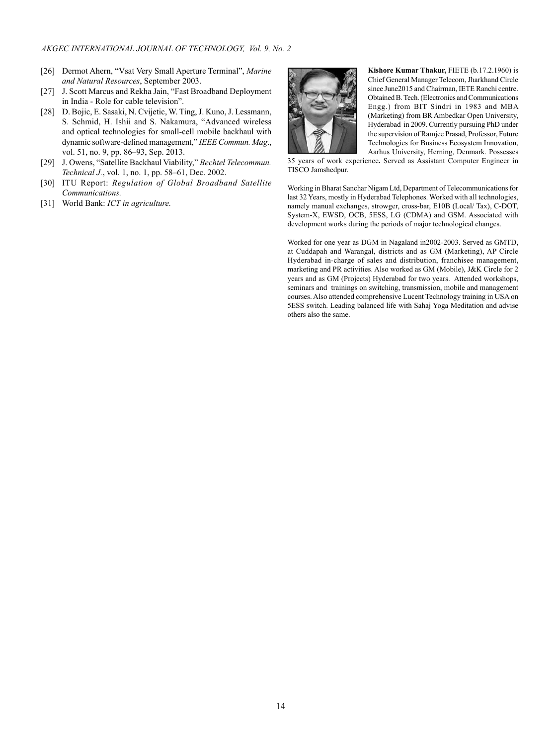[26] Dermot Ahern, "Vsat Very Small Aperture Terminal", *Marine and Natural Resources*, September 2003.

[27] J. Scott Marcus and Rekha Jain, "Fast Broadband Deployment in India - Role for cable television".

[28] D. Bojic, E. Sasaki, N. Cvijetic, W. Ting, J. Kuno, J. Lessmann, S. Schmid, H. Ishii and S. Nakamura, "Advanced wireless and optical technologies for small-cell mobile backhaul with dynamic software-defined management," *IEEE Commun. Mag*., vol. 51, no. 9, pp. 86–93, Sep. 2013.

[29] J. Owens, "Satellite Backhaul Viability," *Bechtel Telecommun. Technical J.*, vol. 1, no. 1, pp. 58–61, Dec. 2002.

[30] ITU Report: *Regulation of Global Broadband Satellite Communications.*

[31] World Bank: *ICT in agriculture.*

**Kishore Kumar Thakur,** FIETE (b.17.2.1960) is Chief General Manager Telecom, Jharkhand Circle since June2015 and Chairman, IETE Ranchi centre. Obtained B. Tech. (Electronics and Communications Engg.) from BIT Sindri in 1983 and MBA (Marketing) from BR Ambedkar Open University, Hyderabad in 2009. Currently pursuing PhD under the supervision of Ramjee Prasad, Professor, Future Technologies for Business Ecosystem Innovation, Aarhus University, Herning, Denmark. Possesses 35 years of work experience**.** Served as Assistant Computer Engineer in TISCO Jamshedpur.

Working in Bharat Sanchar Nigam Ltd, Department of Telecommunications for last 32 Years, mostly in Hyderabad Telephones. Worked with all technologies, namely manual exchanges, strowger, cross-bar, E10B (Local/ Tax), C-DOT, System-X, EWSD, OCB, 5ESS, LG (CDMA) and GSM. Associated with development works during the periods of major technological changes.

Worked for one year as DGM in Nagaland in2002-2003. Served as GMTD, at Cuddapah and Warangal, districts and as GM (Marketing), AP Circle Hyderabad in-charge of sales and distribution, franchisee management, marketing and PR activities. Also worked as GM (Mobile), J&K Circle for 2 years and as GM (Projects) Hyderabad for two years. Attended workshops, seminars and trainings on switching, transmission, mobile and management courses. Also attended comprehensive Lucent Technology training in USA on 5ESS switch. Leading balanced life with Sahaj Yoga Meditation and advise others also the same.